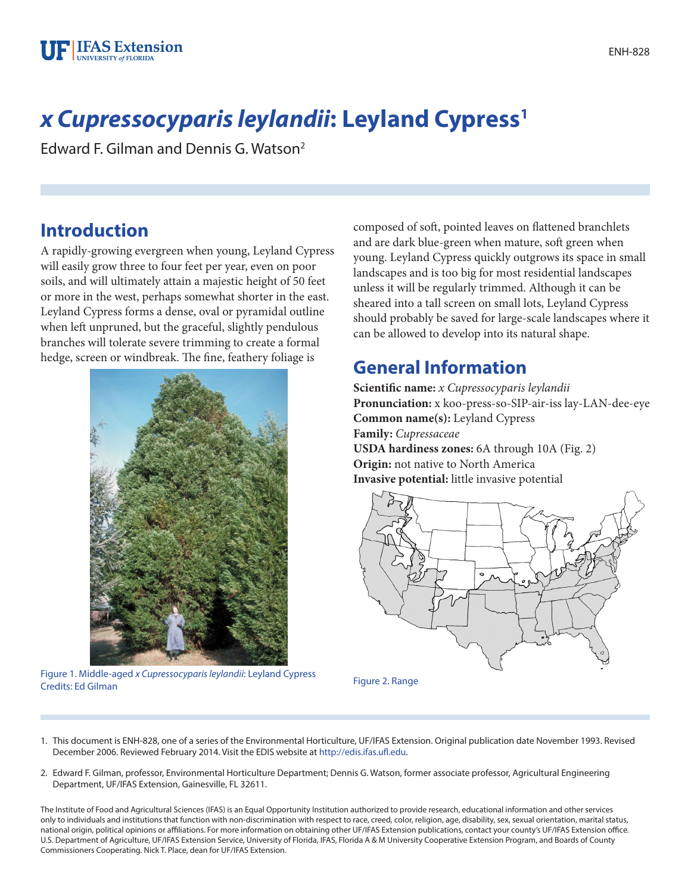# *x Cupressocyparis leylandii*: Leyland Cypress[1]

Edward F. Gilman and Dennis G. Watson[2]

## Introduction

A rapidly-growing evergreen when young, Leyland Cypress will easily grow three to four feet per year, even on poor soils, and will ultimately attain a majestic height of 50 feet or more in the west, perhaps somewhat shorter in the east. Leyland Cypress forms a dense, oval or pyramidal outline when left unpruned, but the graceful, slightly pendulous branches will tolerate severe trimming to create a formal hedge, screen or windbreak. The fine, feathery foliage is composed of soft, pointed leaves on flattened branchlets and are dark blue-green when mature, soft green when young. Leyland Cypress quickly outgrows its space in small landscapes and is too big for most residential landscapes unless it will be regularly trimmed. Although it can be sheared into a tall screen on small lots, Leyland Cypress should probably be saved for large-scale landscapes where it can be allowed to develop into its natural shape.

Figure 1. Middle-aged *x Cupressocyparis leylandii*: Leyland Cypress
Credits: Ed Gilman

## General Information

**Scientific name:** *x Cupressocyparis leylandii*
**Pronunciation:** x koo-press-so-SIP-air-iss lay-LAN-dee-eye
**Common name(s):** Leyland Cypress
**Family:** *Cupressaceae*
**USDA hardiness zones:** 6A through 10A (Fig. 2)
**Origin:** not native to North America
**Invasive potential:** little invasive potential

Figure 2. Range

1. This document is ENH-828, one of a series of the Environmental Horticulture, UF/IFAS Extension. Original publication date November 1993. Revised December 2006. Reviewed February 2014. Visit the EDIS website at http://edis.ifas.ufl.edu.

2. Edward F. Gilman, professor, Environmental Horticulture Department; Dennis G. Watson, former associate professor, Agricultural Engineering Department, UF/IFAS Extension, Gainesville, FL 32611.

The Institute of Food and Agricultural Sciences (IFAS) is an Equal Opportunity Institution authorized to provide research, educational information and other services only to individuals and institutions that function with non-discrimination with respect to race, creed, color, religion, age, disability, sex, sexual orientation, marital status, national origin, political opinions or affiliations. For more information on obtaining other UF/IFAS Extension publications, contact your county's UF/IFAS Extension office. U.S. Department of Agriculture, UF/IFAS Extension Service, University of Florida, IFAS, Florida A & M University Cooperative Extension Program, and Boards of County Commissioners Cooperating. Nick T. Place, dean for UF/IFAS Extension.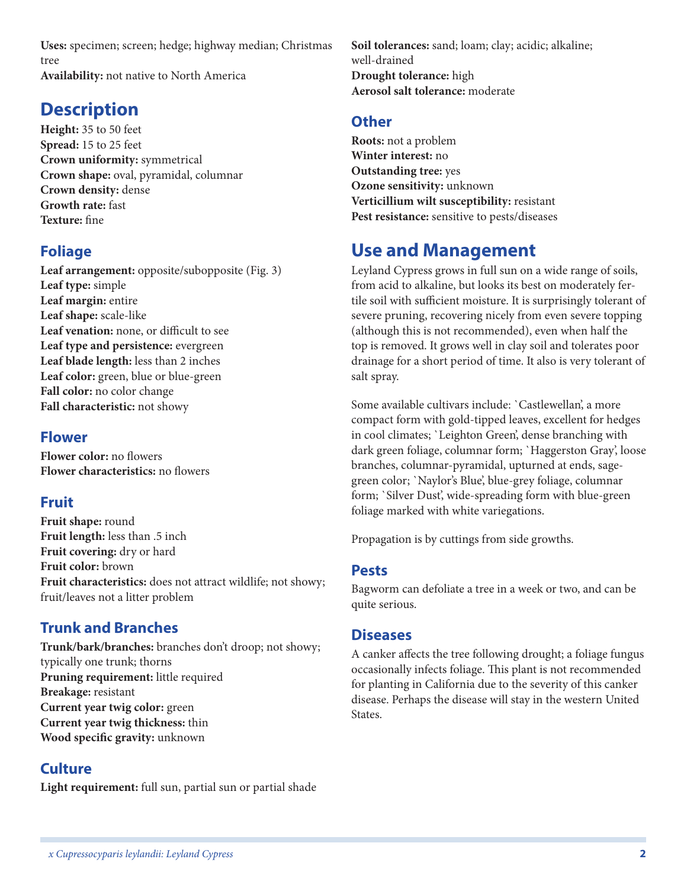**Uses:** specimen; screen; hedge; highway median; Christmas tree
**Availability:** not native to North America

## Description

**Height:** 35 to 50 feet
**Spread:** 15 to 25 feet
**Crown uniformity:** symmetrical
**Crown shape:** oval, pyramidal, columnar
**Crown density:** dense
**Growth rate:** fast
**Texture:** fine

### Foliage

**Leaf arrangement:** opposite/subopposite (Fig. 3)
**Leaf type:** simple
**Leaf margin:** entire
**Leaf shape:** scale-like
**Leaf venation:** none, or difficult to see
**Leaf type and persistence:** evergreen
**Leaf blade length:** less than 2 inches
**Leaf color:** green, blue or blue-green
**Fall color:** no color change
**Fall characteristic:** not showy

### Flower

**Flower color:** no flowers
**Flower characteristics:** no flowers

### Fruit

**Fruit shape:** round
**Fruit length:** less than .5 inch
**Fruit covering:** dry or hard
**Fruit color:** brown
**Fruit characteristics:** does not attract wildlife; not showy; fruit/leaves not a litter problem

### Trunk and Branches

**Trunk/bark/branches:** branches don't droop; not showy; typically one trunk; thorns
**Pruning requirement:** little required
**Breakage:** resistant
**Current year twig color:** green
**Current year twig thickness:** thin
**Wood specific gravity:** unknown

### Culture

**Light requirement:** full sun, partial sun or partial shade
**Soil tolerances:** sand; loam; clay; acidic; alkaline; well-drained
**Drought tolerance:** high
**Aerosol salt tolerance:** moderate

### Other

**Roots:** not a problem
**Winter interest:** no
**Outstanding tree:** yes
**Ozone sensitivity:** unknown
**Verticillium wilt susceptibility:** resistant
**Pest resistance:** sensitive to pests/diseases

## Use and Management

Leyland Cypress grows in full sun on a wide range of soils, from acid to alkaline, but looks its best on moderately fertile soil with sufficient moisture. It is surprisingly tolerant of severe pruning, recovering nicely from even severe topping (although this is not recommended), even when half the top is removed. It grows well in clay soil and tolerates poor drainage for a short period of time. It also is very tolerant of salt spray.

Some available cultivars include: `Castlewellan', a more compact form with gold-tipped leaves, excellent for hedges in cool climates; `Leighton Green', dense branching with dark green foliage, columnar form; `Haggerston Gray', loose branches, columnar-pyramidal, upturned at ends, sage-green color; `Naylor's Blue', blue-grey foliage, columnar form; `Silver Dust', wide-spreading form with blue-green foliage marked with white variegations.

Propagation is by cuttings from side growths.

### Pests

Bagworm can defoliate a tree in a week or two, and can be quite serious.

### Diseases

A canker affects the tree following drought; a foliage fungus occasionally infects foliage. This plant is not recommended for planting in California due to the severity of this canker disease. Perhaps the disease will stay in the western United States.